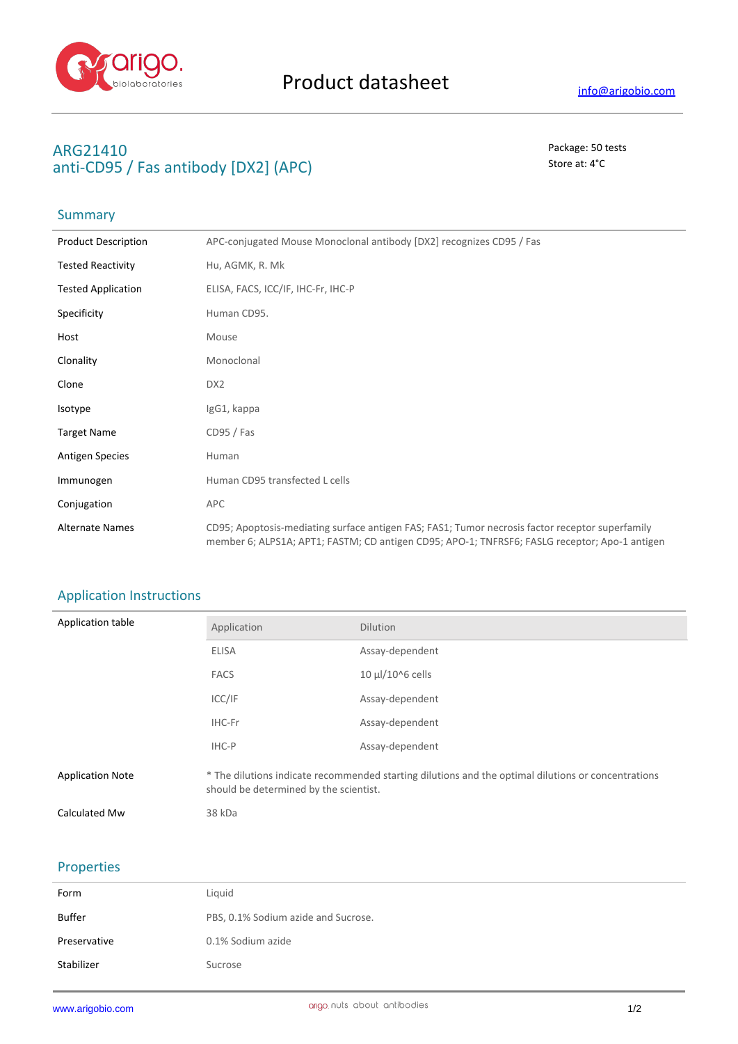Product datasheet

info@arigobio.com

# ARG21410
## anti-CD95 / Fas antibody [DX2] (APC)

Package: 50 tests
Store at: 4°C

## Summary

| | |
|---|---|
| Product Description | APC-conjugated Mouse Monoclonal antibody [DX2] recognizes CD95 / Fas |
| Tested Reactivity | Hu, AGMK, R. Mk |
| Tested Application | ELISA, FACS, ICC/IF, IHC-Fr, IHC-P |
| Specificity | Human CD95. |
| Host | Mouse |
| Clonality | Monoclonal |
| Clone | DX2 |
| Isotype | IgG1, kappa |
| Target Name | CD95 / Fas |
| Antigen Species | Human |
| Immunogen | Human CD95 transfected L cells |
| Conjugation | APC |
| Alternate Names | CD95; Apoptosis-mediating surface antigen FAS; FAS1; Tumor necrosis factor receptor superfamily member 6; ALPS1A; APT1; FASTM; CD antigen CD95; APO-1; TNFRSF6; FASLG receptor; Apo-1 antigen |

## Application Instructions

Application table

| Application | Dilution |
|---|---|
| ELISA | Assay-dependent |
| FACS | 10 µl/10^6 cells |
| ICC/IF | Assay-dependent |
| IHC-Fr | Assay-dependent |
| IHC-P | Assay-dependent |

| | |
|---|---|
| Application Note | * The dilutions indicate recommended starting dilutions and the optimal dilutions or concentrations should be determined by the scientist. |
| Calculated Mw | 38 kDa |

## Properties

| | |
|---|---|
| Form | Liquid |
| Buffer | PBS, 0.1% Sodium azide and Sucrose. |
| Preservative | 0.1% Sodium azide |
| Stabilizer | Sucrose |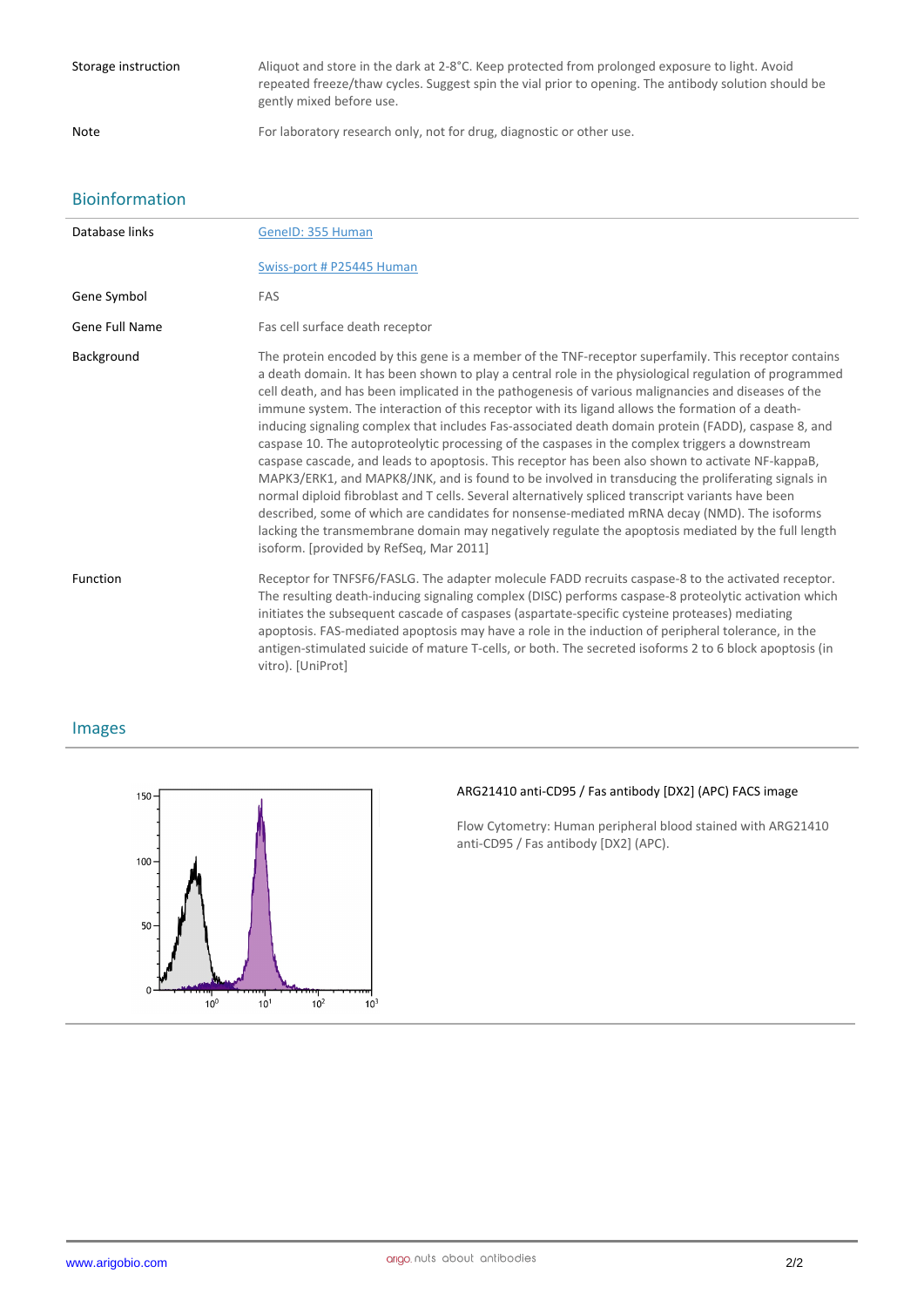| | |
|---|---|
| Storage instruction | Aliquot and store in the dark at 2-8°C. Keep protected from prolonged exposure to light. Avoid repeated freeze/thaw cycles. Suggest spin the vial prior to opening. The antibody solution should be gently mixed before use. |
| Note | For laboratory research only, not for drug, diagnostic or other use. |

## Bioinformation

| | |
|---|---|
| Database links | [GeneID: 355 Human](#)<br><br>[Swiss-port # P25445 Human](#) |
| Gene Symbol | FAS |
| Gene Full Name | Fas cell surface death receptor |
| Background | The protein encoded by this gene is a member of the TNF-receptor superfamily. This receptor contains a death domain. It has been shown to play a central role in the physiological regulation of programmed cell death, and has been implicated in the pathogenesis of various malignancies and diseases of the immune system. The interaction of this receptor with its ligand allows the formation of a death-inducing signaling complex that includes Fas-associated death domain protein (FADD), caspase 8, and caspase 10. The autoproteolytic processing of the caspases in the complex triggers a downstream caspase cascade, and leads to apoptosis. This receptor has been also shown to activate NF-kappaB, MAPK3/ERK1, and MAPK8/JNK, and is found to be involved in transducing the proliferating signals in normal diploid fibroblast and T cells. Several alternatively spliced transcript variants have been described, some of which are candidates for nonsense-mediated mRNA decay (NMD). The isoforms lacking the transmembrane domain may negatively regulate the apoptosis mediated by the full length isoform. [provided by RefSeq, Mar 2011] |
| Function | Receptor for TNFSF6/FASLG. The adapter molecule FADD recruits caspase-8 to the activated receptor. The resulting death-inducing signaling complex (DISC) performs caspase-8 proteolytic activation which initiates the subsequent cascade of caspases (aspartate-specific cysteine proteases) mediating apoptosis. FAS-mediated apoptosis may have a role in the induction of peripheral tolerance, in the antigen-stimulated suicide of mature T-cells, or both. The secreted isoforms 2 to 6 block apoptosis (in vitro). [UniProt] |

## Images

150
100
50
0
$10^0$
$10^1$
$10^2$
$10^3$

ARG21410 anti-CD95 / Fas antibody [DX2] (APC) FACS image

Flow Cytometry: Human peripheral blood stained with ARG21410 anti-CD95 / Fas antibody [DX2] (APC).